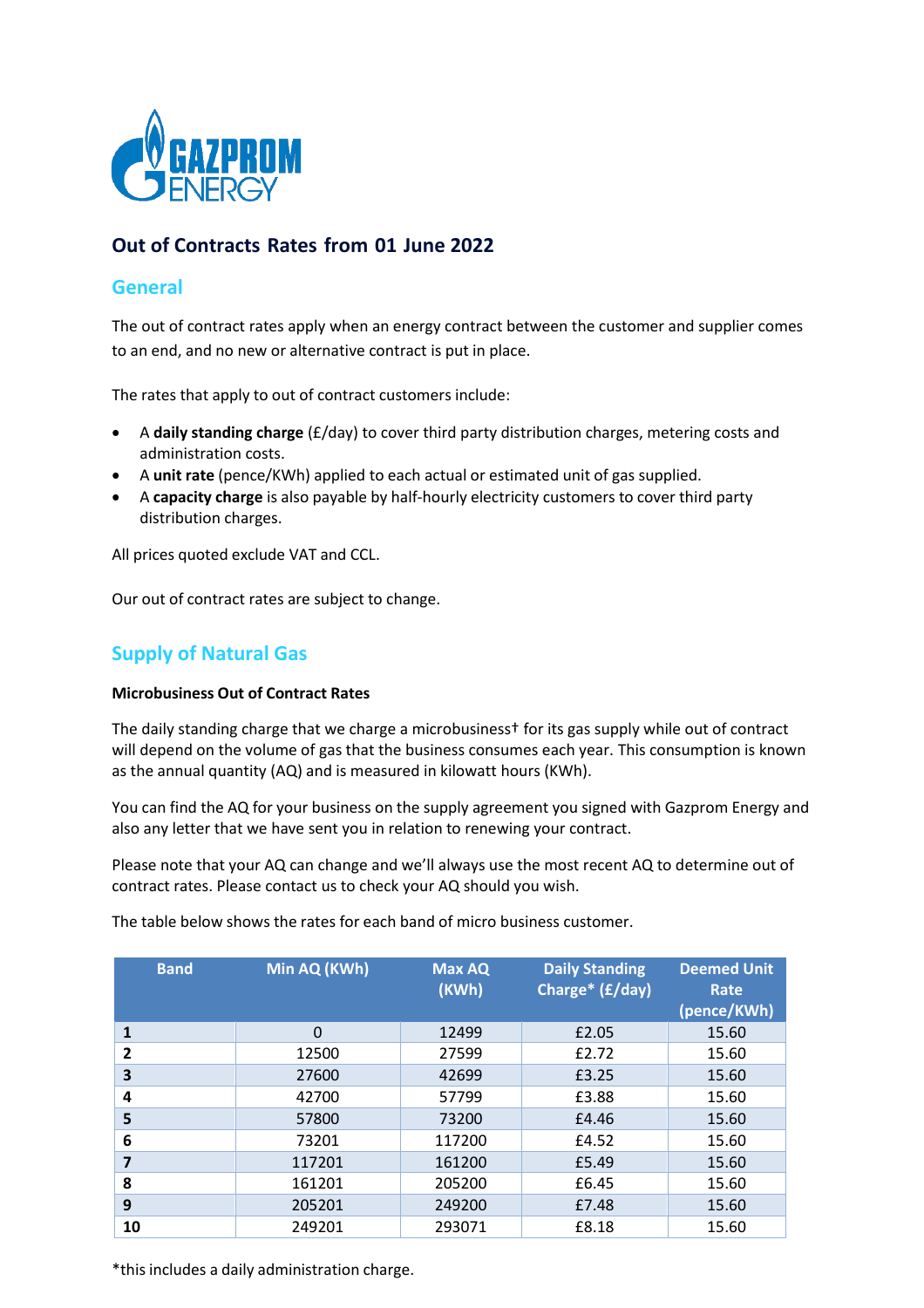## Out of Contracts Rates from 01 June 2022

### General

The out of contract rates apply when an energy contract between the customer and supplier comes to an end, and no new or alternative contract is put in place.

The rates that apply to out of contract customers include:

- A **daily standing charge** (£/day) to cover third party distribution charges, metering costs and administration costs.
- A **unit rate** (pence/KWh) applied to each actual or estimated unit of gas supplied.
- A **capacity charge** is also payable by half-hourly electricity customers to cover third party distribution charges.

All prices quoted exclude VAT and CCL.

Our out of contract rates are subject to change.

### Supply of Natural Gas

**Microbusiness Out of Contract Rates**

The daily standing charge that we charge a microbusiness† for its gas supply while out of contract will depend on the volume of gas that the business consumes each year. This consumption is known as the annual quantity (AQ) and is measured in kilowatt hours (KWh).

You can find the AQ for your business on the supply agreement you signed with Gazprom Energy and also any letter that we have sent you in relation to renewing your contract.

Please note that your AQ can change and we'll always use the most recent AQ to determine out of contract rates. Please contact us to check your AQ should you wish.

The table below shows the rates for each band of micro business customer.

| Band | Min AQ (KWh) | Max AQ (KWh) | Daily Standing Charge* (£/day) | Deemed Unit Rate (pence/KWh) |
|---|---|---|---|---|
| **1** | 0 | 12499 | £2.05 | 15.60 |
| **2** | 12500 | 27599 | £2.72 | 15.60 |
| **3** | 27600 | 42699 | £3.25 | 15.60 |
| **4** | 42700 | 57799 | £3.88 | 15.60 |
| **5** | 57800 | 73200 | £4.46 | 15.60 |
| **6** | 73201 | 117200 | £4.52 | 15.60 |
| **7** | 117201 | 161200 | £5.49 | 15.60 |
| **8** | 161201 | 205200 | £6.45 | 15.60 |
| **9** | 205201 | 249200 | £7.48 | 15.60 |
| **10** | 249201 | 293071 | £8.18 | 15.60 |

*this includes a daily administration charge.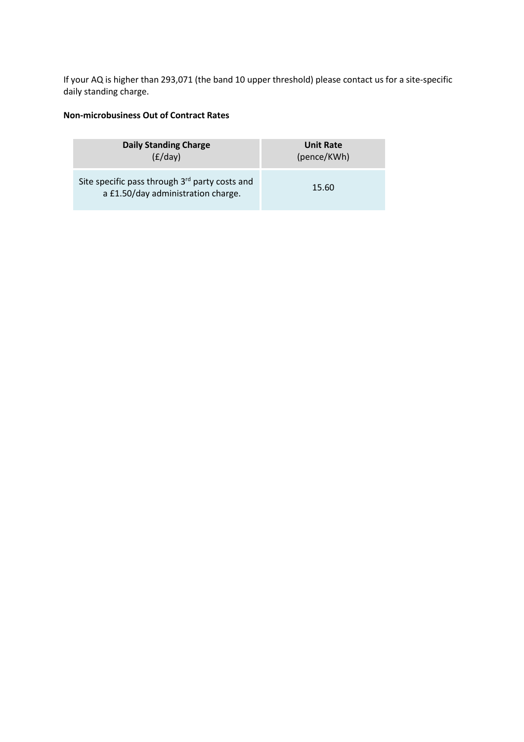If your AQ is higher than 293,071 (the band 10 upper threshold) please contact us for a site-specific daily standing charge.

**Non-microbusiness Out of Contract Rates**

| **Daily Standing Charge** (£/day) | **Unit Rate** (pence/KWh) |
|---|---|
| Site specific pass through 3rd party costs and a £1.50/day administration charge. | 15.60 |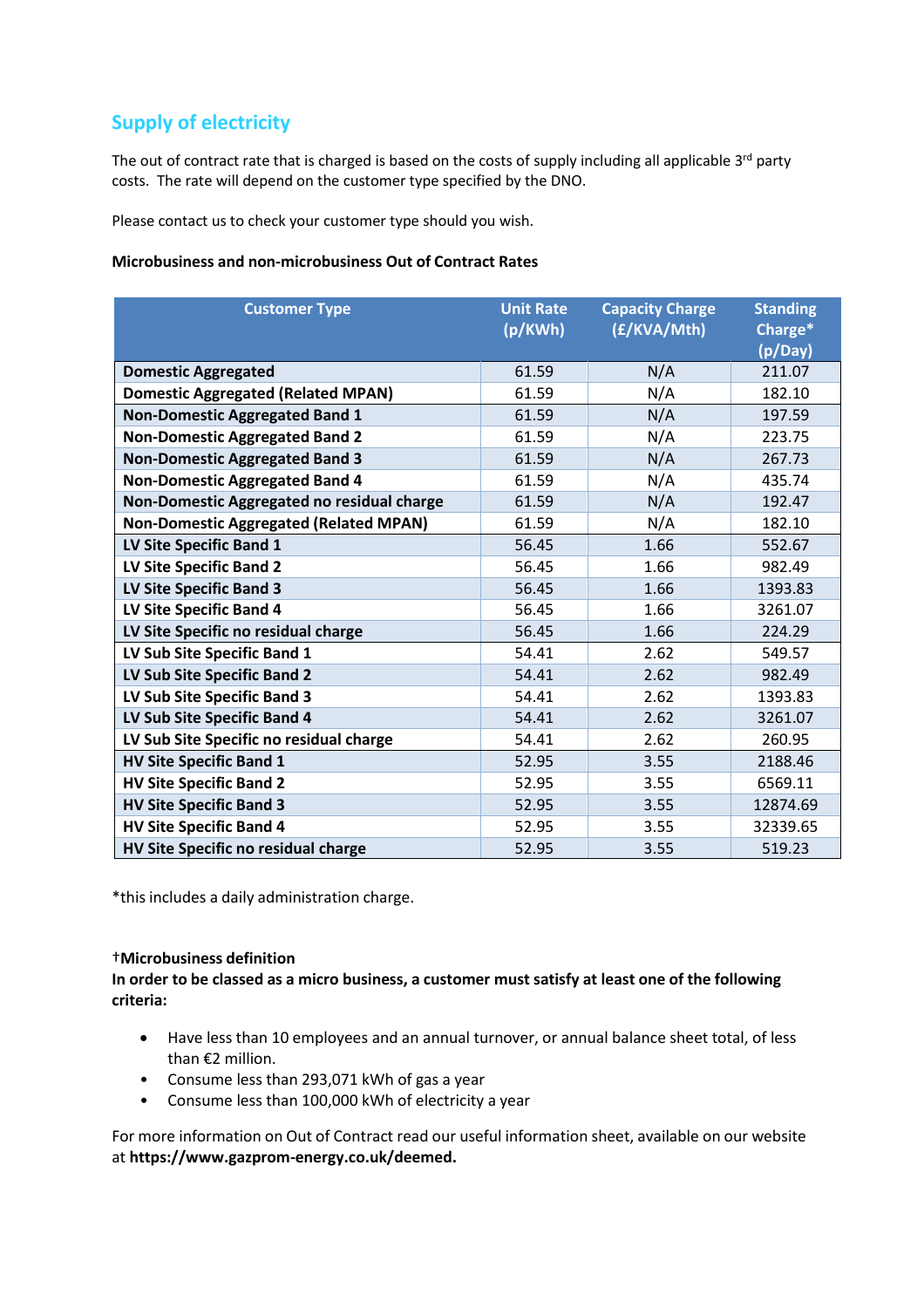## Supply of electricity

The out of contract rate that is charged is based on the costs of supply including all applicable 3rd party costs. The rate will depend on the customer type specified by the DNO.

Please contact us to check your customer type should you wish.

**Microbusiness and non-microbusiness Out of Contract Rates**

| Customer Type | Unit Rate (p/KWh) | Capacity Charge (£/KVA/Mth) | Standing Charge* (p/Day) |
|---|---|---|---|
| **Domestic Aggregated** | 61.59 | N/A | 211.07 |
| **Domestic Aggregated (Related MPAN)** | 61.59 | N/A | 182.10 |
| **Non-Domestic Aggregated Band 1** | 61.59 | N/A | 197.59 |
| **Non-Domestic Aggregated Band 2** | 61.59 | N/A | 223.75 |
| **Non-Domestic Aggregated Band 3** | 61.59 | N/A | 267.73 |
| **Non-Domestic Aggregated Band 4** | 61.59 | N/A | 435.74 |
| **Non-Domestic Aggregated no residual charge** | 61.59 | N/A | 192.47 |
| **Non-Domestic Aggregated (Related MPAN)** | 61.59 | N/A | 182.10 |
| **LV Site Specific Band 1** | 56.45 | 1.66 | 552.67 |
| **LV Site Specific Band 2** | 56.45 | 1.66 | 982.49 |
| **LV Site Specific Band 3** | 56.45 | 1.66 | 1393.83 |
| **LV Site Specific Band 4** | 56.45 | 1.66 | 3261.07 |
| **LV Site Specific no residual charge** | 56.45 | 1.66 | 224.29 |
| **LV Sub Site Specific Band 1** | 54.41 | 2.62 | 549.57 |
| **LV Sub Site Specific Band 2** | 54.41 | 2.62 | 982.49 |
| **LV Sub Site Specific Band 3** | 54.41 | 2.62 | 1393.83 |
| **LV Sub Site Specific Band 4** | 54.41 | 2.62 | 3261.07 |
| **LV Sub Site Specific no residual charge** | 54.41 | 2.62 | 260.95 |
| **HV Site Specific Band 1** | 52.95 | 3.55 | 2188.46 |
| **HV Site Specific Band 2** | 52.95 | 3.55 | 6569.11 |
| **HV Site Specific Band 3** | 52.95 | 3.55 | 12874.69 |
| **HV Site Specific Band 4** | 52.95 | 3.55 | 32339.65 |
| **HV Site Specific no residual charge** | 52.95 | 3.55 | 519.23 |

*this includes a daily administration charge.

**†Microbusiness definition**

**In order to be classed as a micro business, a customer must satisfy at least one of the following criteria:**

- Have less than 10 employees and an annual turnover, or annual balance sheet total, of less than €2 million.
- Consume less than 293,071 kWh of gas a year
- Consume less than 100,000 kWh of electricity a year

For more information on Out of Contract read our useful information sheet, available on our website at **https://www.gazprom-energy.co.uk/deemed.**